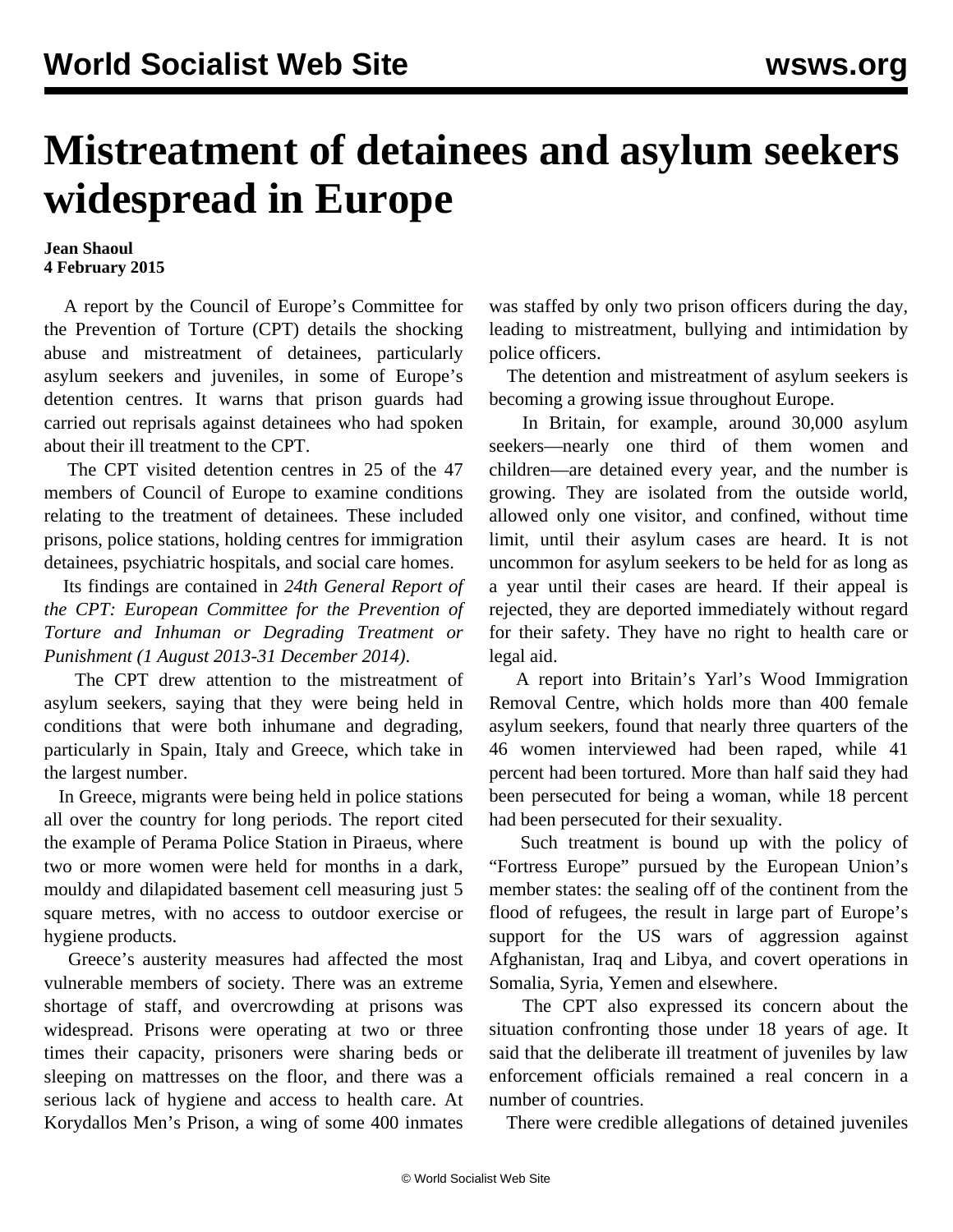# Mistreatment of detainees and asylum seekers widespread in Europe

**Jean Shaoul**
**4 February 2015**

A report by the Council of Europe's Committee for the Prevention of Torture (CPT) details the shocking abuse and mistreatment of detainees, particularly asylum seekers and juveniles, in some of Europe's detention centres. It warns that prison guards had carried out reprisals against detainees who had spoken about their ill treatment to the CPT.

The CPT visited detention centres in 25 of the 47 members of Council of Europe to examine conditions relating to the treatment of detainees. These included prisons, police stations, holding centres for immigration detainees, psychiatric hospitals, and social care homes.

Its findings are contained in *24th General Report of the CPT: European Committee for the Prevention of Torture and Inhuman or Degrading Treatment or Punishment (1 August 2013-31 December 2014)*.

The CPT drew attention to the mistreatment of asylum seekers, saying that they were being held in conditions that were both inhumane and degrading, particularly in Spain, Italy and Greece, which take in the largest number.

In Greece, migrants were being held in police stations all over the country for long periods. The report cited the example of Perama Police Station in Piraeus, where two or more women were held for months in a dark, mouldy and dilapidated basement cell measuring just 5 square metres, with no access to outdoor exercise or hygiene products.

Greece's austerity measures had affected the most vulnerable members of society. There was an extreme shortage of staff, and overcrowding at prisons was widespread. Prisons were operating at two or three times their capacity, prisoners were sharing beds or sleeping on mattresses on the floor, and there was a serious lack of hygiene and access to health care. At Korydallos Men's Prison, a wing of some 400 inmates was staffed by only two prison officers during the day, leading to mistreatment, bullying and intimidation by police officers.

The detention and mistreatment of asylum seekers is becoming a growing issue throughout Europe.

In Britain, for example, around 30,000 asylum seekers—nearly one third of them women and children—are detained every year, and the number is growing. They are isolated from the outside world, allowed only one visitor, and confined, without time limit, until their asylum cases are heard. It is not uncommon for asylum seekers to be held for as long as a year until their cases are heard. If their appeal is rejected, they are deported immediately without regard for their safety. They have no right to health care or legal aid.

A report into Britain's Yarl's Wood Immigration Removal Centre, which holds more than 400 female asylum seekers, found that nearly three quarters of the 46 women interviewed had been raped, while 41 percent had been tortured. More than half said they had been persecuted for being a woman, while 18 percent had been persecuted for their sexuality.

Such treatment is bound up with the policy of "Fortress Europe" pursued by the European Union's member states: the sealing off of the continent from the flood of refugees, the result in large part of Europe's support for the US wars of aggression against Afghanistan, Iraq and Libya, and covert operations in Somalia, Syria, Yemen and elsewhere.

The CPT also expressed its concern about the situation confronting those under 18 years of age. It said that the deliberate ill treatment of juveniles by law enforcement officials remained a real concern in a number of countries.

There were credible allegations of detained juveniles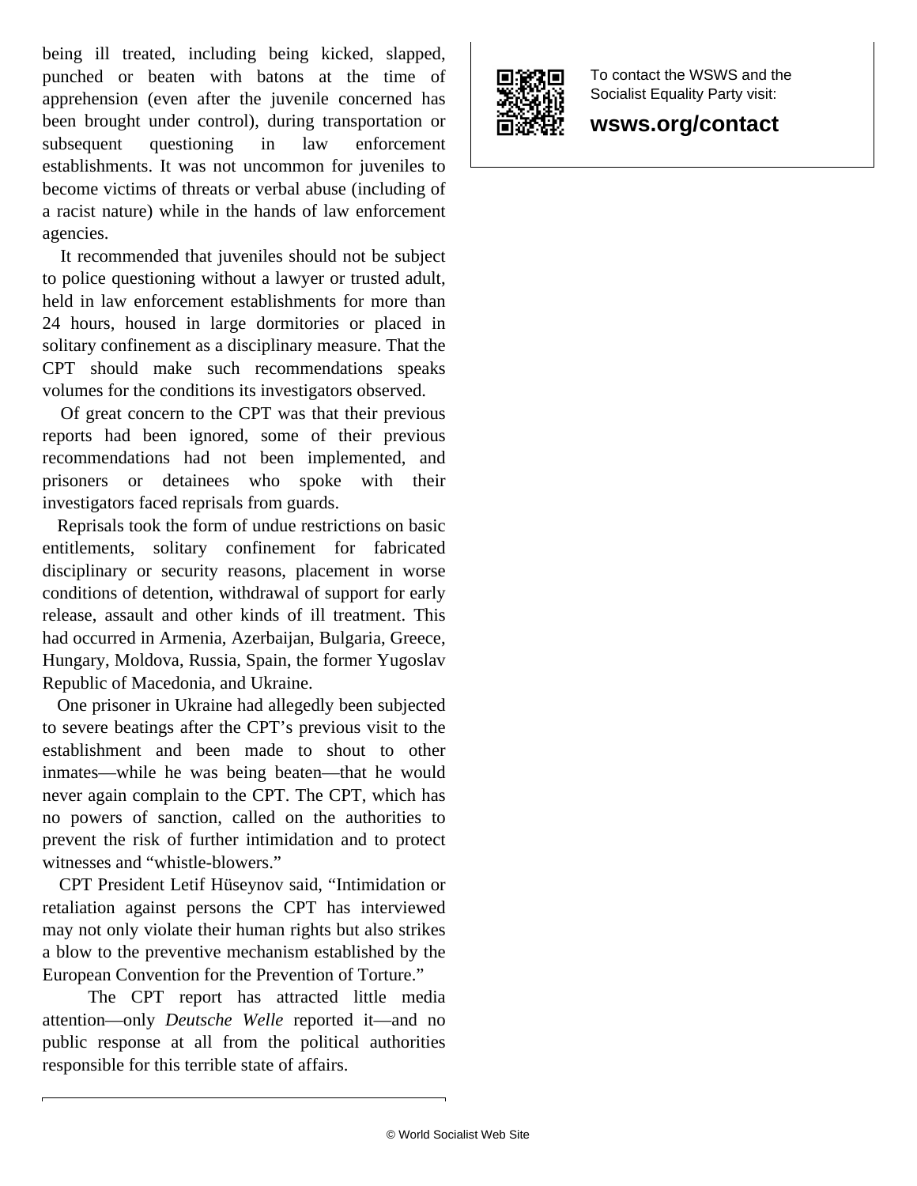being ill treated, including being kicked, slapped, punched or beaten with batons at the time of apprehension (even after the juvenile concerned has been brought under control), during transportation or subsequent questioning in law enforcement establishments. It was not uncommon for juveniles to become victims of threats or verbal abuse (including of a racist nature) while in the hands of law enforcement agencies.

It recommended that juveniles should not be subject to police questioning without a lawyer or trusted adult, held in law enforcement establishments for more than 24 hours, housed in large dormitories or placed in solitary confinement as a disciplinary measure. That the CPT should make such recommendations speaks volumes for the conditions its investigators observed.

Of great concern to the CPT was that their previous reports had been ignored, some of their previous recommendations had not been implemented, and prisoners or detainees who spoke with their investigators faced reprisals from guards.

Reprisals took the form of undue restrictions on basic entitlements, solitary confinement for fabricated disciplinary or security reasons, placement in worse conditions of detention, withdrawal of support for early release, assault and other kinds of ill treatment. This had occurred in Armenia, Azerbaijan, Bulgaria, Greece, Hungary, Moldova, Russia, Spain, the former Yugoslav Republic of Macedonia, and Ukraine.

One prisoner in Ukraine had allegedly been subjected to severe beatings after the CPT's previous visit to the establishment and been made to shout to other inmates—while he was being beaten—that he would never again complain to the CPT. The CPT, which has no powers of sanction, called on the authorities to prevent the risk of further intimidation and to protect witnesses and "whistle-blowers."

CPT President Letif Hüseynov said, "Intimidation or retaliation against persons the CPT has interviewed may not only violate their human rights but also strikes a blow to the preventive mechanism established by the European Convention for the Prevention of Torture."

The CPT report has attracted little media attention—only *Deutsche Welle* reported it—and no public response at all from the political authorities responsible for this terrible state of affairs.

To contact the WSWS and the Socialist Equality Party visit:

**wsws.org/contact**